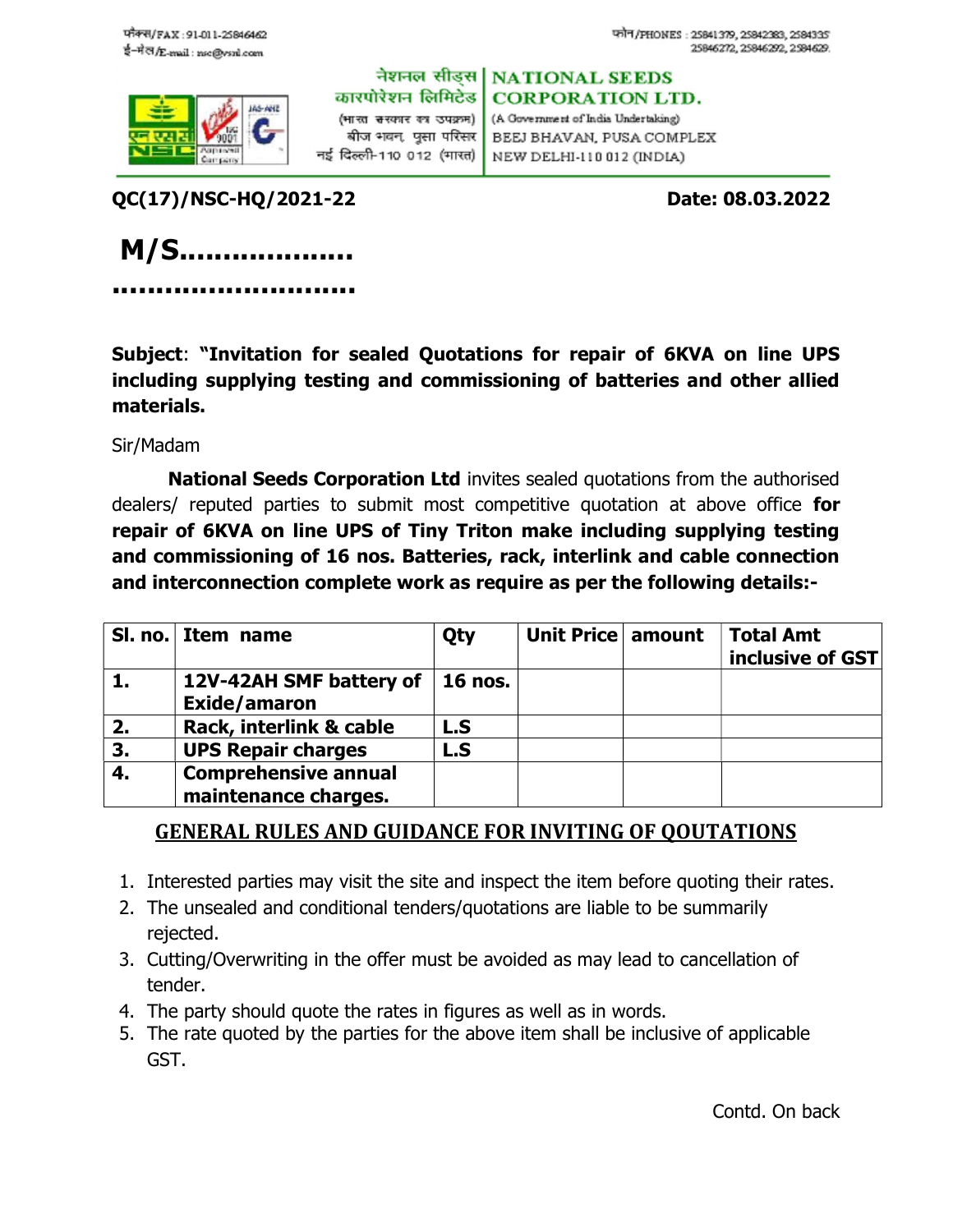फैक्स/FAX : 91-011-25846462
ई-मेल/E-mail : nsc@vsnl.com

फोन/PHONES : 25841379, 25842383, 2584335
25846272, 25846292, 2584629.

नेशनल सीड्स कारपोरेशन लिमिटेड
(भारत सरकार का उपक्रम)
बीज भवन, पूसा परिसर
नई दिल्ली-110 012 (भारत)

**NATIONAL SEEDS CORPORATION LTD.**
(A Government of India Undertaking)
BEEJ BHAVAN, PUSA COMPLEX
NEW DELHI-110 012 (INDIA)

**QC(17)/NSC-HQ/2021-22** **Date: 08.03.2022**

**M/S...................**

**............................**

**Subject**: **"Invitation for sealed Quotations for repair of 6KVA on line UPS including supplying testing and commissioning of batteries and other allied materials.**

Sir/Madam

**National Seeds Corporation Ltd** invites sealed quotations from the authorised dealers/ reputed parties to submit most competitive quotation at above office **for repair of 6KVA on line UPS of Tiny Triton make including supplying testing and commissioning of 16 nos. Batteries, rack, interlink and cable connection and interconnection complete work as require as per the following details:-**

| Sl. no. | Item name | Qty | Unit Price | amount | Total Amt inclusive of GST |
|---|---|---|---|---|---|
| 1. | 12V-42AH SMF battery of Exide/amaron | 16 nos. | | | |
| 2. | Rack, interlink & cable | L.S | | | |
| 3. | UPS Repair charges | L.S | | | |
| 4. | Comprehensive annual maintenance charges. | | | | |

## GENERAL RULES AND GUIDANCE FOR INVITING OF QOUTATIONS

1. Interested parties may visit the site and inspect the item before quoting their rates.
2. The unsealed and conditional tenders/quotations are liable to be summarily rejected.
3. Cutting/Overwriting in the offer must be avoided as may lead to cancellation of tender.
4. The party should quote the rates in figures as well as in words.
5. The rate quoted by the parties for the above item shall be inclusive of applicable GST.

Contd. On back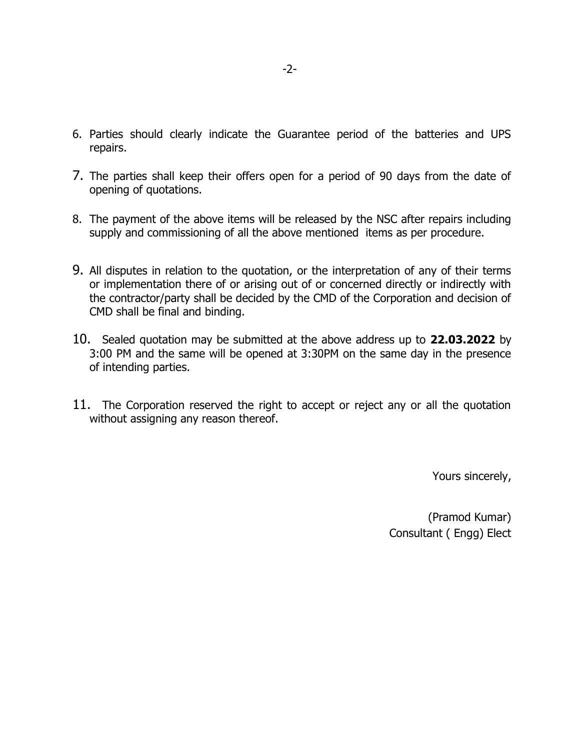6. Parties should clearly indicate the Guarantee period of the batteries and UPS repairs.

7. The parties shall keep their offers open for a period of 90 days from the date of opening of quotations.

8. The payment of the above items will be released by the NSC after repairs including supply and commissioning of all the above mentioned items as per procedure.

9. All disputes in relation to the quotation, or the interpretation of any of their terms or implementation there of or arising out of or concerned directly or indirectly with the contractor/party shall be decided by the CMD of the Corporation and decision of CMD shall be final and binding.

10. Sealed quotation may be submitted at the above address up to **22.03.2022** by 3:00 PM and the same will be opened at 3:30PM on the same day in the presence of intending parties.

11. The Corporation reserved the right to accept or reject any or all the quotation without assigning any reason thereof.

Yours sincerely,

(Pramod Kumar)
Consultant ( Engg) Elect